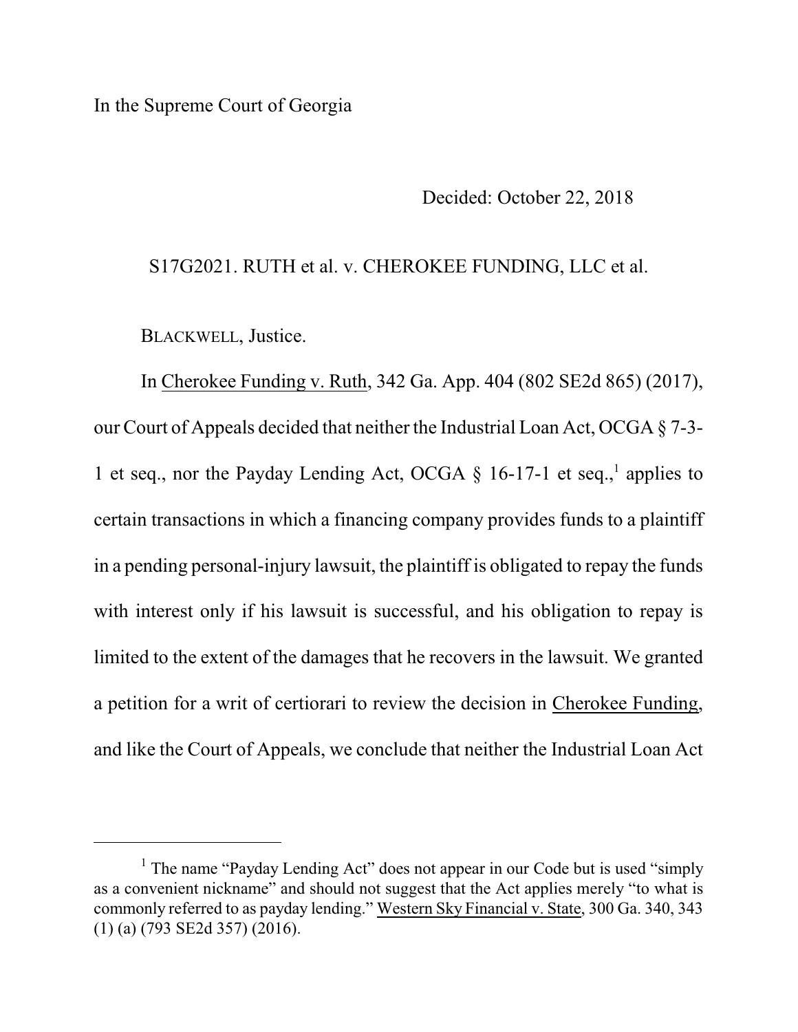In the Supreme Court of Georgia

Decided: October 22, 2018

S17G2021. RUTH et al. v. CHEROKEE FUNDING, LLC et al.

BLACKWELL, Justice.

In Cherokee Funding v. Ruth, 342 Ga. App. 404 (802 SE2d 865) (2017), our Court of Appeals decided that neither the Industrial Loan Act, OCGA § 7-3-1 et seq., nor the Payday Lending Act, OCGA § 16-17-1 et seq.,[1] applies to certain transactions in which a financing company provides funds to a plaintiff in a pending personal-injury lawsuit, the plaintiff is obligated to repay the funds with interest only if his lawsuit is successful, and his obligation to repay is limited to the extent of the damages that he recovers in the lawsuit. We granted a petition for a writ of certiorari to review the decision in Cherokee Funding, and like the Court of Appeals, we conclude that neither the Industrial Loan Act

[1] The name "Payday Lending Act" does not appear in our Code but is used "simply as a convenient nickname" and should not suggest that the Act applies merely "to what is commonly referred to as payday lending." Western Sky Financial v. State, 300 Ga. 340, 343 (1) (a) (793 SE2d 357) (2016).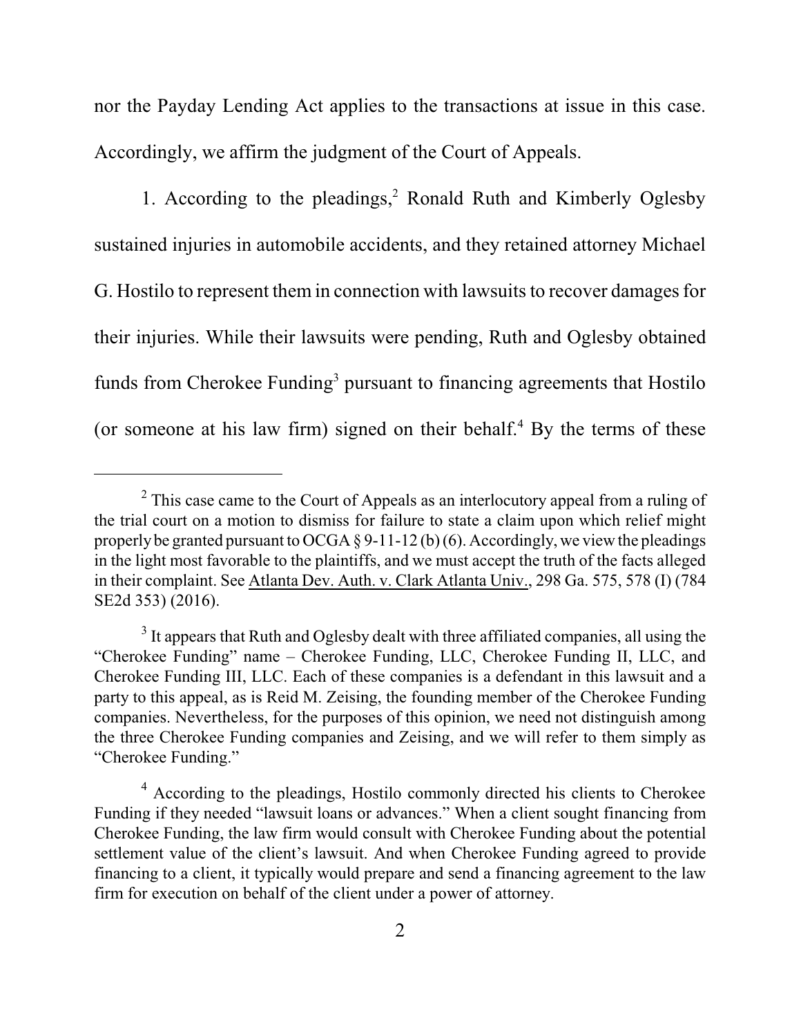nor the Payday Lending Act applies to the transactions at issue in this case. Accordingly, we affirm the judgment of the Court of Appeals.

1. According to the pleadings,[2] Ronald Ruth and Kimberly Oglesby sustained injuries in automobile accidents, and they retained attorney Michael G. Hostilo to represent them in connection with lawsuits to recover damages for their injuries. While their lawsuits were pending, Ruth and Oglesby obtained funds from Cherokee Funding[3] pursuant to financing agreements that Hostilo (or someone at his law firm) signed on their behalf.[4] By the terms of these

---

[2] This case came to the Court of Appeals as an interlocutory appeal from a ruling of the trial court on a motion to dismiss for failure to state a claim upon which relief might properly be granted pursuant to OCGA § 9-11-12 (b) (6). Accordingly, we view the pleadings in the light most favorable to the plaintiffs, and we must accept the truth of the facts alleged in their complaint. See Atlanta Dev. Auth. v. Clark Atlanta Univ., 298 Ga. 575, 578 (I) (784 SE2d 353) (2016).

[3] It appears that Ruth and Oglesby dealt with three affiliated companies, all using the "Cherokee Funding" name – Cherokee Funding, LLC, Cherokee Funding II, LLC, and Cherokee Funding III, LLC. Each of these companies is a defendant in this lawsuit and a party to this appeal, as is Reid M. Zeising, the founding member of the Cherokee Funding companies. Nevertheless, for the purposes of this opinion, we need not distinguish among the three Cherokee Funding companies and Zeising, and we will refer to them simply as "Cherokee Funding."

[4] According to the pleadings, Hostilo commonly directed his clients to Cherokee Funding if they needed "lawsuit loans or advances." When a client sought financing from Cherokee Funding, the law firm would consult with Cherokee Funding about the potential settlement value of the client's lawsuit. And when Cherokee Funding agreed to provide financing to a client, it typically would prepare and send a financing agreement to the law firm for execution on behalf of the client under a power of attorney.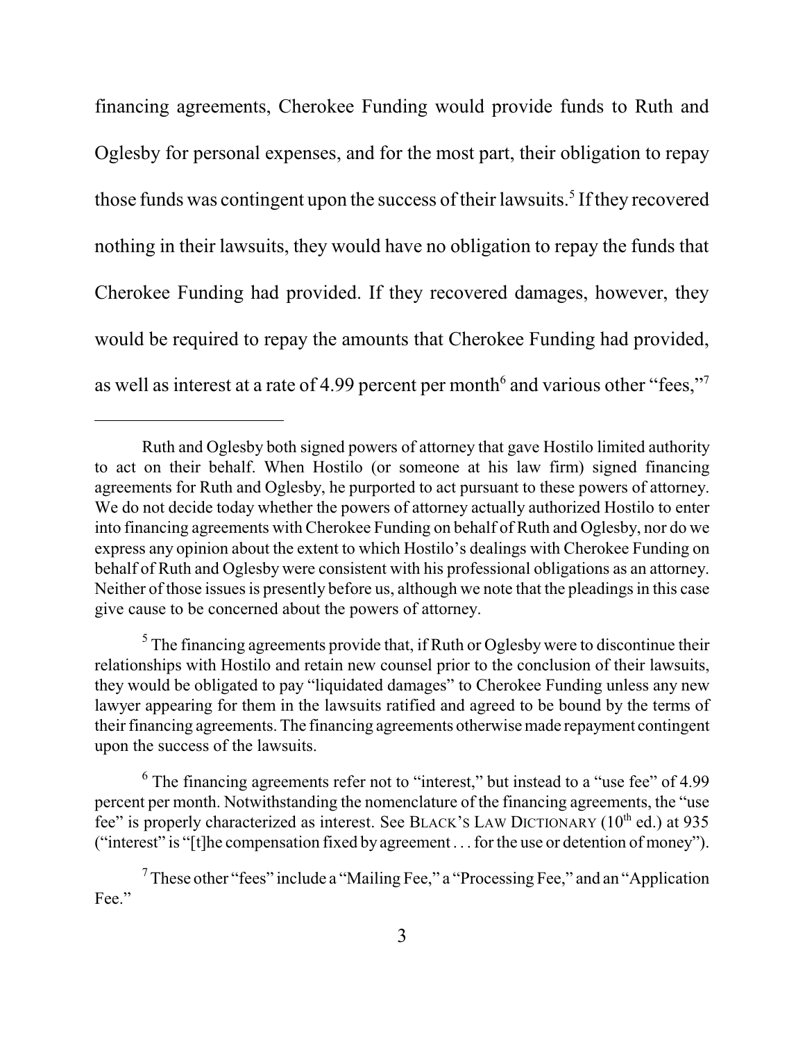financing agreements, Cherokee Funding would provide funds to Ruth and Oglesby for personal expenses, and for the most part, their obligation to repay those funds was contingent upon the success of their lawsuits.[5] If they recovered nothing in their lawsuits, they would have no obligation to repay the funds that Cherokee Funding had provided. If they recovered damages, however, they would be required to repay the amounts that Cherokee Funding had provided, as well as interest at a rate of 4.99 percent per month[6] and various other "fees,"[7]

---

Ruth and Oglesby both signed powers of attorney that gave Hostilo limited authority to act on their behalf. When Hostilo (or someone at his law firm) signed financing agreements for Ruth and Oglesby, he purported to act pursuant to these powers of attorney. We do not decide today whether the powers of attorney actually authorized Hostilo to enter into financing agreements with Cherokee Funding on behalf of Ruth and Oglesby, nor do we express any opinion about the extent to which Hostilo's dealings with Cherokee Funding on behalf of Ruth and Oglesby were consistent with his professional obligations as an attorney. Neither of those issues is presently before us, although we note that the pleadings in this case give cause to be concerned about the powers of attorney.

[5] The financing agreements provide that, if Ruth or Oglesby were to discontinue their relationships with Hostilo and retain new counsel prior to the conclusion of their lawsuits, they would be obligated to pay "liquidated damages" to Cherokee Funding unless any new lawyer appearing for them in the lawsuits ratified and agreed to be bound by the terms of their financing agreements. The financing agreements otherwise made repayment contingent upon the success of the lawsuits.

[6] The financing agreements refer not to "interest," but instead to a "use fee" of 4.99 percent per month. Notwithstanding the nomenclature of the financing agreements, the "use fee" is properly characterized as interest. See BLACK'S LAW DICTIONARY (10th ed.) at 935 ("interest" is "[t]he compensation fixed by agreement . . . for the use or detention of money").

[7] These other "fees" include a "Mailing Fee," a "Processing Fee," and an "Application Fee."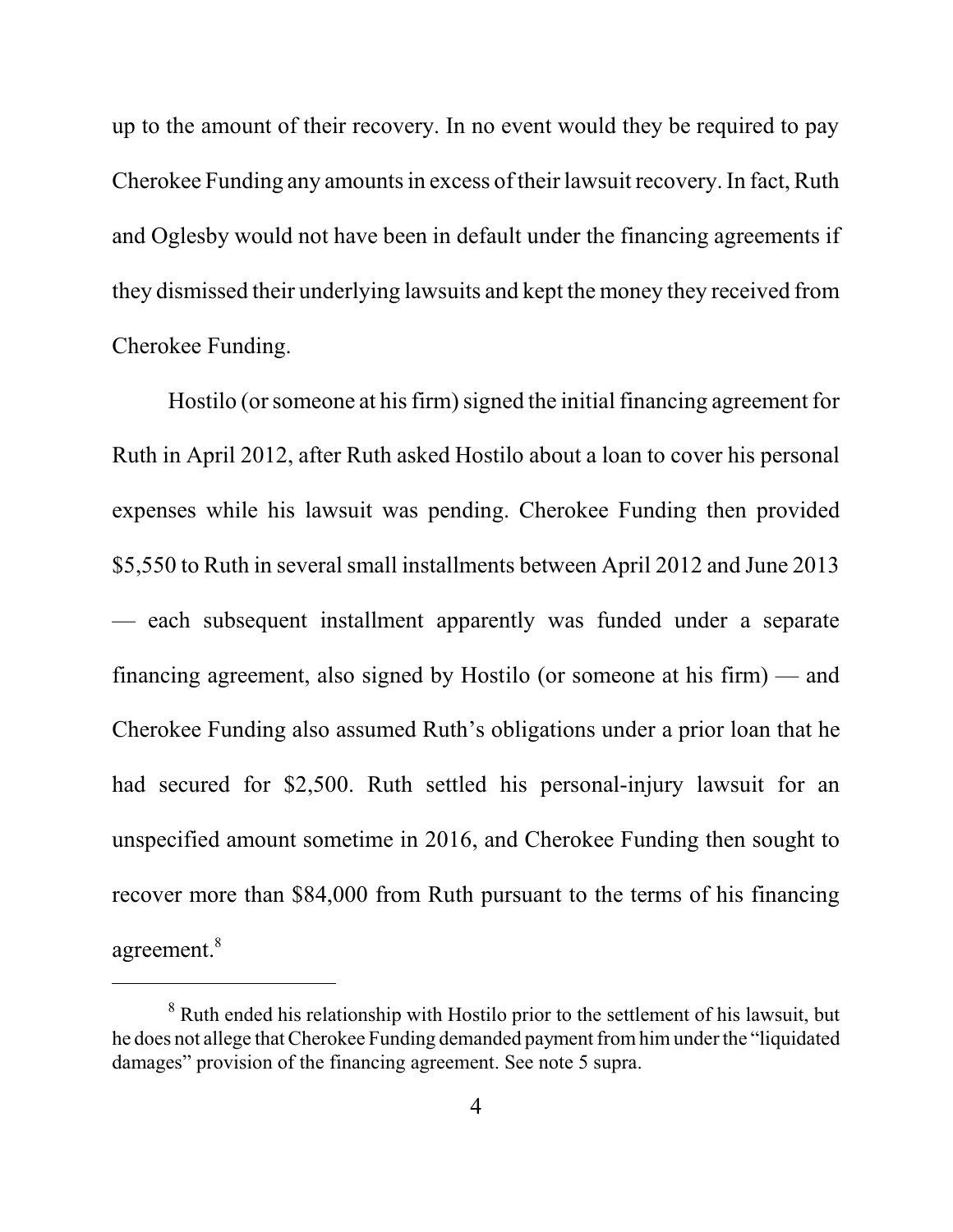up to the amount of their recovery. In no event would they be required to pay Cherokee Funding any amounts in excess of their lawsuit recovery. In fact, Ruth and Oglesby would not have been in default under the financing agreements if they dismissed their underlying lawsuits and kept the money they received from Cherokee Funding.

Hostilo (or someone at his firm) signed the initial financing agreement for Ruth in April 2012, after Ruth asked Hostilo about a loan to cover his personal expenses while his lawsuit was pending. Cherokee Funding then provided $5,550 to Ruth in several small installments between April 2012 and June 2013 — each subsequent installment apparently was funded under a separate financing agreement, also signed by Hostilo (or someone at his firm) — and Cherokee Funding also assumed Ruth's obligations under a prior loan that he had secured for $2,500. Ruth settled his personal-injury lawsuit for an unspecified amount sometime in 2016, and Cherokee Funding then sought to recover more than $84,000 from Ruth pursuant to the terms of his financing agreement.[8]

---

[8] Ruth ended his relationship with Hostilo prior to the settlement of his lawsuit, but he does not allege that Cherokee Funding demanded payment from him under the "liquidated damages" provision of the financing agreement. See note 5 supra.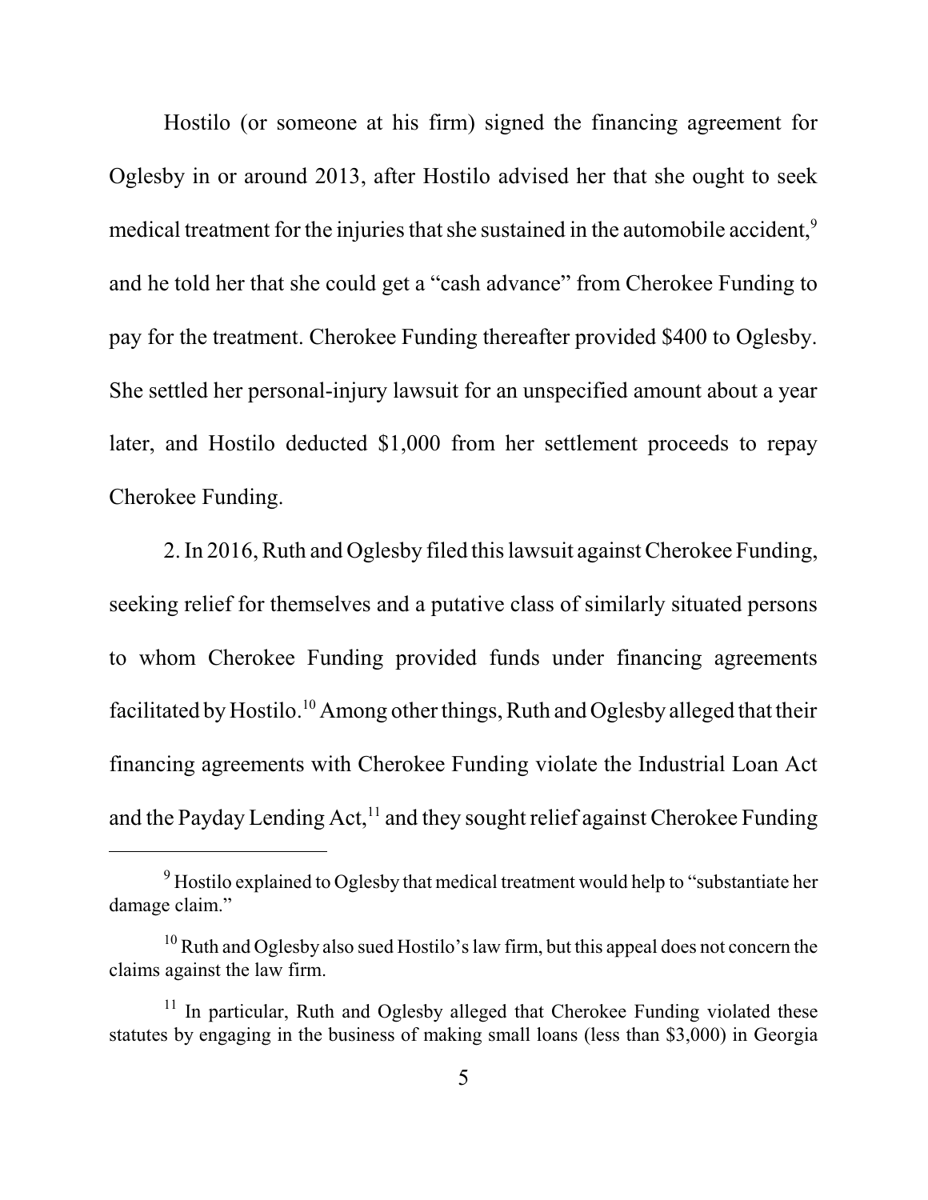Hostilo (or someone at his firm) signed the financing agreement for Oglesby in or around 2013, after Hostilo advised her that she ought to seek medical treatment for the injuries that she sustained in the automobile accident,[9] and he told her that she could get a "cash advance" from Cherokee Funding to pay for the treatment. Cherokee Funding thereafter provided $400 to Oglesby. She settled her personal-injury lawsuit for an unspecified amount about a year later, and Hostilo deducted $1,000 from her settlement proceeds to repay Cherokee Funding.

2. In 2016, Ruth and Oglesby filed this lawsuit against Cherokee Funding, seeking relief for themselves and a putative class of similarly situated persons to whom Cherokee Funding provided funds under financing agreements facilitated by Hostilo.[10] Among other things, Ruth and Oglesby alleged that their financing agreements with Cherokee Funding violate the Industrial Loan Act and the Payday Lending Act,[11] and they sought relief against Cherokee Funding

---

[9] Hostilo explained to Oglesby that medical treatment would help to "substantiate her damage claim."

[10] Ruth and Oglesby also sued Hostilo's law firm, but this appeal does not concern the claims against the law firm.

[11] In particular, Ruth and Oglesby alleged that Cherokee Funding violated these statutes by engaging in the business of making small loans (less than $3,000) in Georgia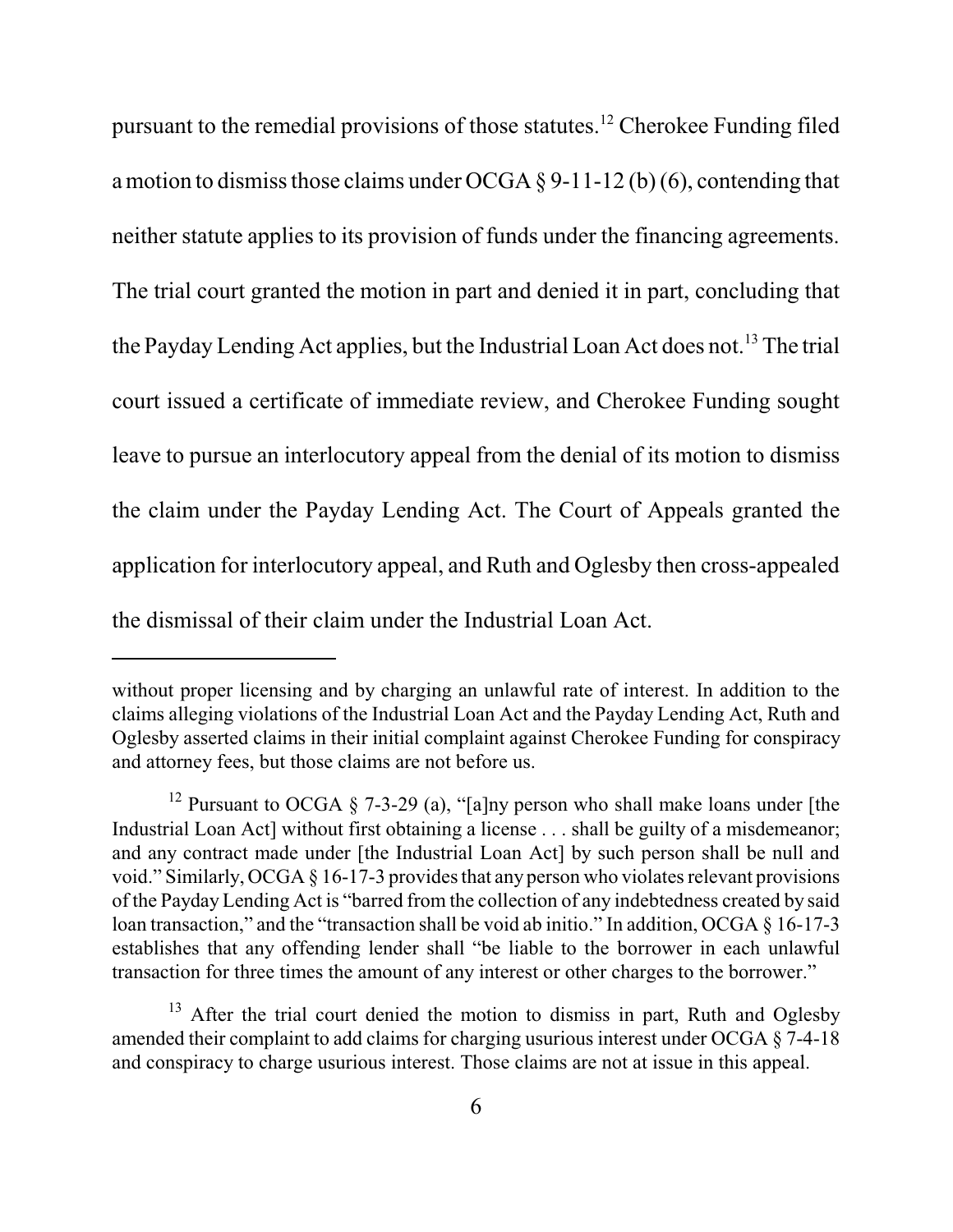pursuant to the remedial provisions of those statutes.[12] Cherokee Funding filed a motion to dismiss those claims under OCGA § 9-11-12 (b) (6), contending that neither statute applies to its provision of funds under the financing agreements. The trial court granted the motion in part and denied it in part, concluding that the Payday Lending Act applies, but the Industrial Loan Act does not.[13] The trial court issued a certificate of immediate review, and Cherokee Funding sought leave to pursue an interlocutory appeal from the denial of its motion to dismiss the claim under the Payday Lending Act. The Court of Appeals granted the application for interlocutory appeal, and Ruth and Oglesby then cross-appealed the dismissal of their claim under the Industrial Loan Act.

---

without proper licensing and by charging an unlawful rate of interest. In addition to the claims alleging violations of the Industrial Loan Act and the Payday Lending Act, Ruth and Oglesby asserted claims in their initial complaint against Cherokee Funding for conspiracy and attorney fees, but those claims are not before us.

[12] Pursuant to OCGA § 7-3-29 (a), "[a]ny person who shall make loans under [the Industrial Loan Act] without first obtaining a license . . . shall be guilty of a misdemeanor; and any contract made under [the Industrial Loan Act] by such person shall be null and void." Similarly, OCGA § 16-17-3 provides that any person who violates relevant provisions of the Payday Lending Act is "barred from the collection of any indebtedness created by said loan transaction," and the "transaction shall be void ab initio." In addition, OCGA § 16-17-3 establishes that any offending lender shall "be liable to the borrower in each unlawful transaction for three times the amount of any interest or other charges to the borrower."

[13] After the trial court denied the motion to dismiss in part, Ruth and Oglesby amended their complaint to add claims for charging usurious interest under OCGA § 7-4-18 and conspiracy to charge usurious interest. Those claims are not at issue in this appeal.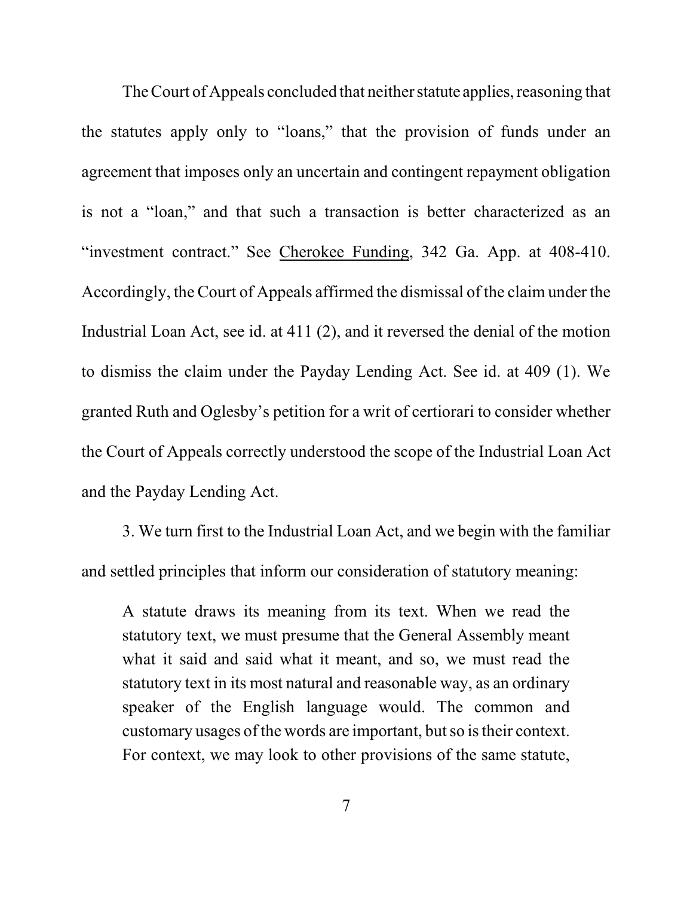The Court of Appeals concluded that neither statute applies, reasoning that the statutes apply only to "loans," that the provision of funds under an agreement that imposes only an uncertain and contingent repayment obligation is not a "loan," and that such a transaction is better characterized as an "investment contract." See Cherokee Funding, 342 Ga. App. at 408-410. Accordingly, the Court of Appeals affirmed the dismissal of the claim under the Industrial Loan Act, see id. at 411 (2), and it reversed the denial of the motion to dismiss the claim under the Payday Lending Act. See id. at 409 (1). We granted Ruth and Oglesby's petition for a writ of certiorari to consider whether the Court of Appeals correctly understood the scope of the Industrial Loan Act and the Payday Lending Act.

3. We turn first to the Industrial Loan Act, and we begin with the familiar and settled principles that inform our consideration of statutory meaning:

> A statute draws its meaning from its text. When we read the statutory text, we must presume that the General Assembly meant what it said and said what it meant, and so, we must read the statutory text in its most natural and reasonable way, as an ordinary speaker of the English language would. The common and customary usages of the words are important, but so is their context. For context, we may look to other provisions of the same statute,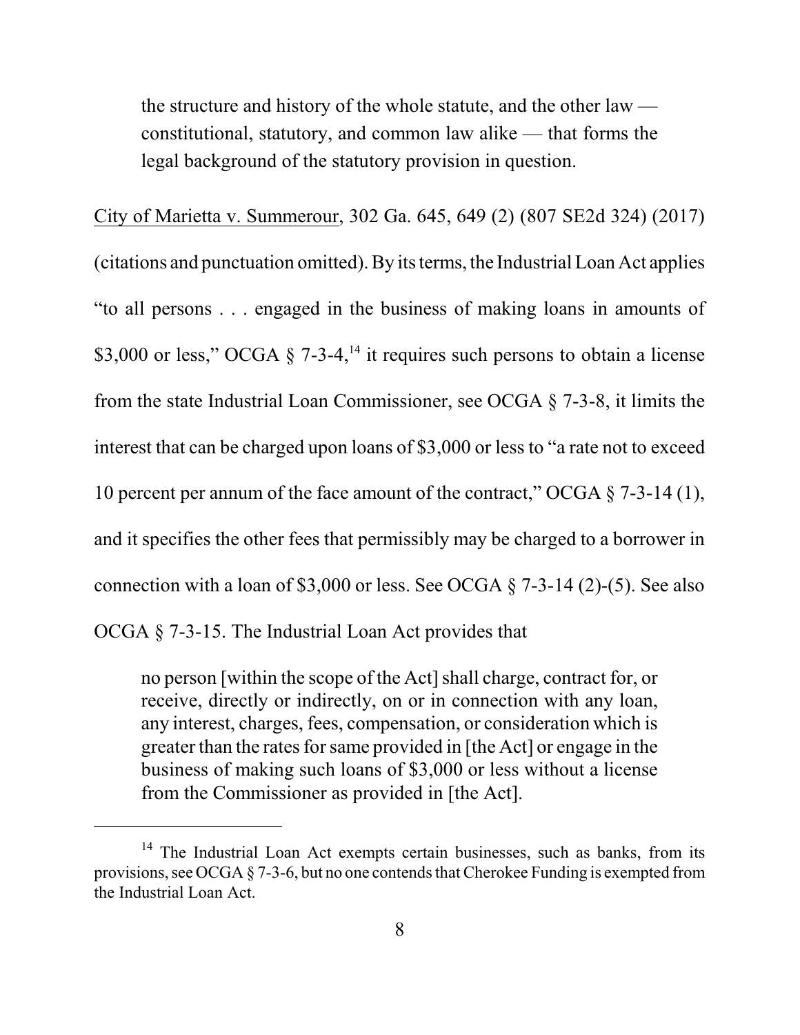> the structure and history of the whole statute, and the other law — constitutional, statutory, and common law alike — that forms the legal background of the statutory provision in question.

City of Marietta v. Summerour, 302 Ga. 645, 649 (2) (807 SE2d 324) (2017) (citations and punctuation omitted). By its terms, the Industrial Loan Act applies "to all persons . . . engaged in the business of making loans in amounts of $3,000 or less," OCGA § 7-3-4,[14] it requires such persons to obtain a license from the state Industrial Loan Commissioner, see OCGA § 7-3-8, it limits the interest that can be charged upon loans of $3,000 or less to "a rate not to exceed 10 percent per annum of the face amount of the contract," OCGA § 7-3-14 (1), and it specifies the other fees that permissibly may be charged to a borrower in connection with a loan of $3,000 or less. See OCGA § 7-3-14 (2)-(5). See also OCGA § 7-3-15. The Industrial Loan Act provides that

> no person [within the scope of the Act] shall charge, contract for, or receive, directly or indirectly, on or in connection with any loan, any interest, charges, fees, compensation, or consideration which is greater than the rates for same provided in [the Act] or engage in the business of making such loans of $3,000 or less without a license from the Commissioner as provided in [the Act].

---

[14] The Industrial Loan Act exempts certain businesses, such as banks, from its provisions, see OCGA § 7-3-6, but no one contends that Cherokee Funding is exempted from the Industrial Loan Act.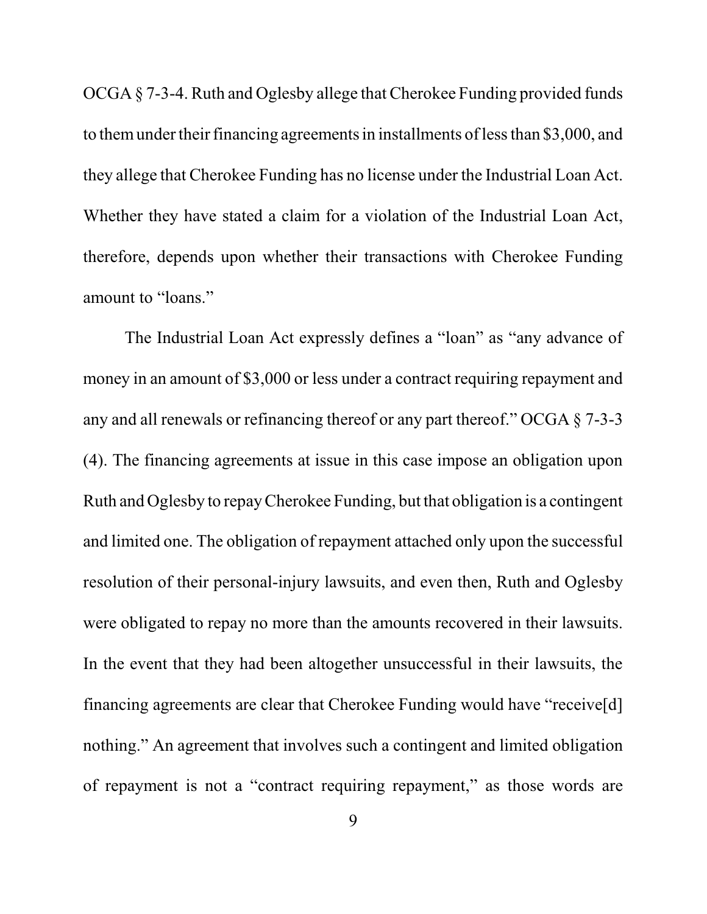OCGA § 7-3-4. Ruth and Oglesby allege that Cherokee Funding provided funds to them under their financing agreements in installments of less than $3,000, and they allege that Cherokee Funding has no license under the Industrial Loan Act. Whether they have stated a claim for a violation of the Industrial Loan Act, therefore, depends upon whether their transactions with Cherokee Funding amount to "loans."

The Industrial Loan Act expressly defines a "loan" as "any advance of money in an amount of $3,000 or less under a contract requiring repayment and any and all renewals or refinancing thereof or any part thereof." OCGA § 7-3-3 (4). The financing agreements at issue in this case impose an obligation upon Ruth and Oglesby to repay Cherokee Funding, but that obligation is a contingent and limited one. The obligation of repayment attached only upon the successful resolution of their personal-injury lawsuits, and even then, Ruth and Oglesby were obligated to repay no more than the amounts recovered in their lawsuits. In the event that they had been altogether unsuccessful in their lawsuits, the financing agreements are clear that Cherokee Funding would have "receive[d] nothing." An agreement that involves such a contingent and limited obligation of repayment is not a "contract requiring repayment," as those words are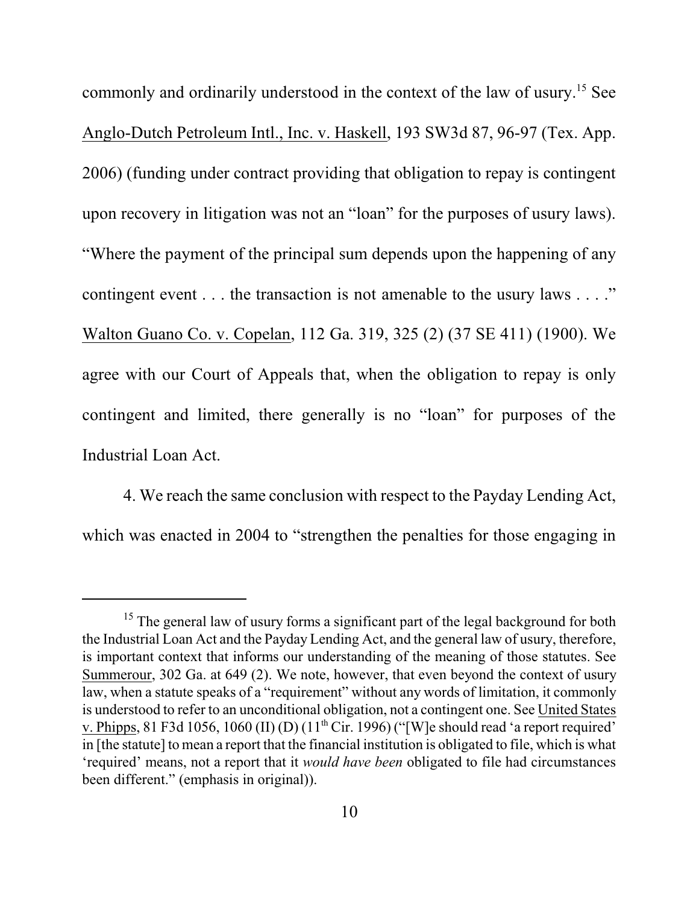commonly and ordinarily understood in the context of the law of usury.[15] See Anglo-Dutch Petroleum Intl., Inc. v. Haskell, 193 SW3d 87, 96-97 (Tex. App. 2006) (funding under contract providing that obligation to repay is contingent upon recovery in litigation was not an "loan" for the purposes of usury laws). "Where the payment of the principal sum depends upon the happening of any contingent event . . . the transaction is not amenable to the usury laws . . . ." Walton Guano Co. v. Copelan, 112 Ga. 319, 325 (2) (37 SE 411) (1900). We agree with our Court of Appeals that, when the obligation to repay is only contingent and limited, there generally is no "loan" for purposes of the Industrial Loan Act.

4. We reach the same conclusion with respect to the Payday Lending Act, which was enacted in 2004 to "strengthen the penalties for those engaging in

---

[15] The general law of usury forms a significant part of the legal background for both the Industrial Loan Act and the Payday Lending Act, and the general law of usury, therefore, is important context that informs our understanding of the meaning of those statutes. See Summerour, 302 Ga. at 649 (2). We note, however, that even beyond the context of usury law, when a statute speaks of a "requirement" without any words of limitation, it commonly is understood to refer to an unconditional obligation, not a contingent one. See United States v. Phipps, 81 F3d 1056, 1060 (II) (D) (11th Cir. 1996) ("[W]e should read 'a report required' in [the statute] to mean a report that the financial institution is obligated to file, which is what 'required' means, not a report that it *would have been* obligated to file had circumstances been different." (emphasis in original)).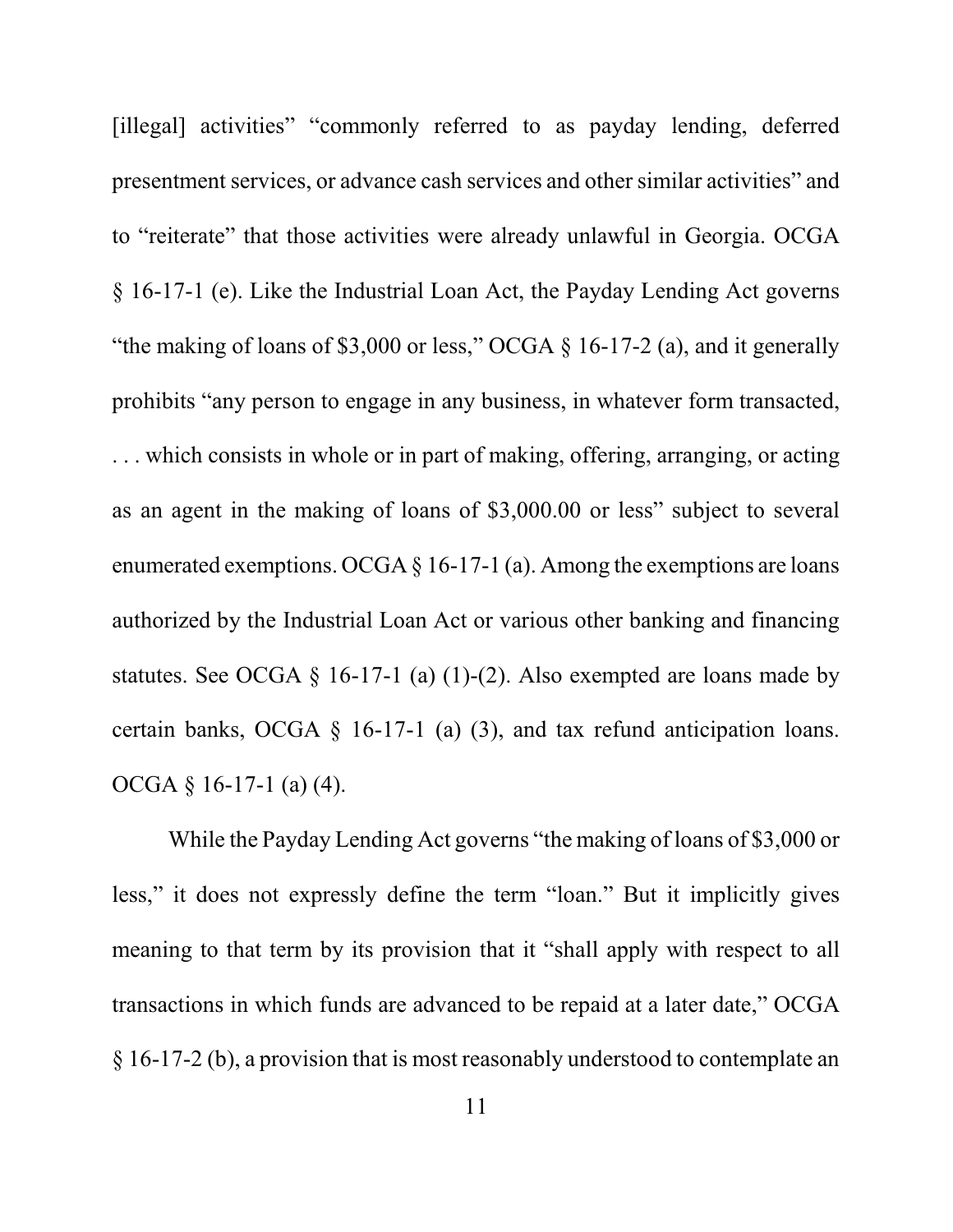[illegal] activities" "commonly referred to as payday lending, deferred presentment services, or advance cash services and other similar activities" and to "reiterate" that those activities were already unlawful in Georgia. OCGA § 16-17-1 (e). Like the Industrial Loan Act, the Payday Lending Act governs "the making of loans of $3,000 or less," OCGA § 16-17-2 (a), and it generally prohibits "any person to engage in any business, in whatever form transacted, . . . which consists in whole or in part of making, offering, arranging, or acting as an agent in the making of loans of $3,000.00 or less" subject to several enumerated exemptions. OCGA § 16-17-1 (a). Among the exemptions are loans authorized by the Industrial Loan Act or various other banking and financing statutes. See OCGA § 16-17-1 (a) (1)-(2). Also exempted are loans made by certain banks, OCGA § 16-17-1 (a) (3), and tax refund anticipation loans. OCGA § 16-17-1 (a) (4).

While the Payday Lending Act governs "the making of loans of $3,000 or less," it does not expressly define the term "loan." But it implicitly gives meaning to that term by its provision that it "shall apply with respect to all transactions in which funds are advanced to be repaid at a later date," OCGA § 16-17-2 (b), a provision that is most reasonably understood to contemplate an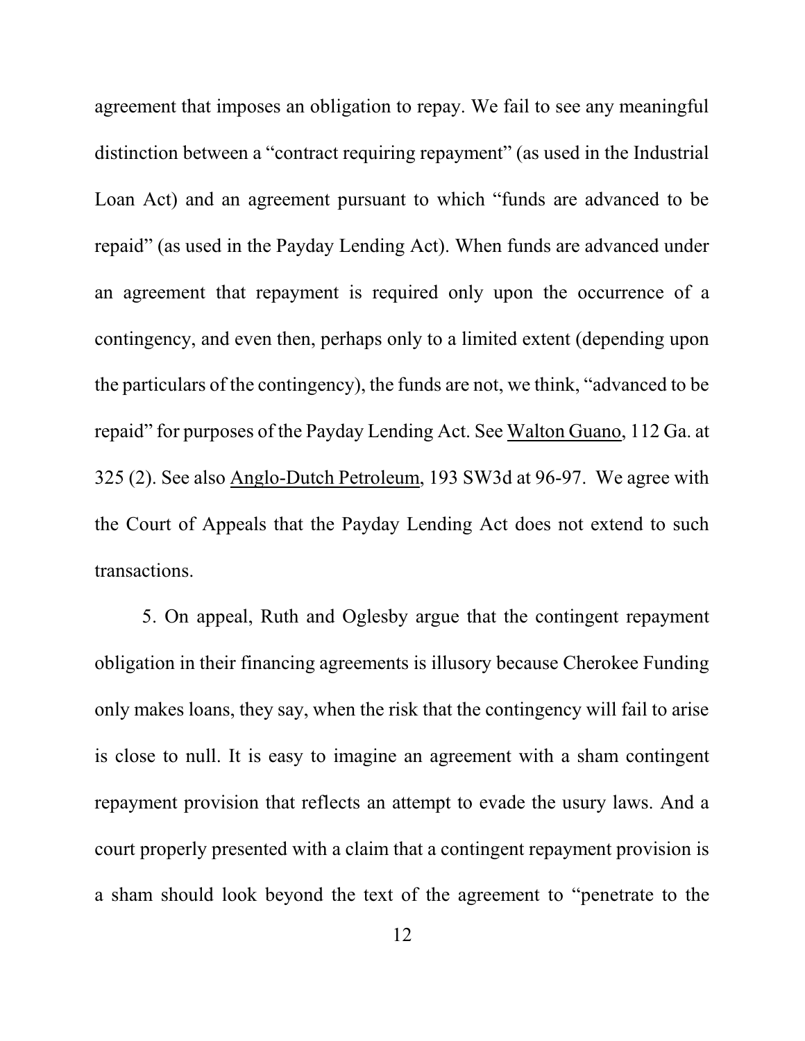agreement that imposes an obligation to repay. We fail to see any meaningful distinction between a "contract requiring repayment" (as used in the Industrial Loan Act) and an agreement pursuant to which "funds are advanced to be repaid" (as used in the Payday Lending Act). When funds are advanced under an agreement that repayment is required only upon the occurrence of a contingency, and even then, perhaps only to a limited extent (depending upon the particulars of the contingency), the funds are not, we think, "advanced to be repaid" for purposes of the Payday Lending Act. See Walton Guano, 112 Ga. at 325 (2). See also Anglo-Dutch Petroleum, 193 SW3d at 96-97. We agree with the Court of Appeals that the Payday Lending Act does not extend to such transactions.

5. On appeal, Ruth and Oglesby argue that the contingent repayment obligation in their financing agreements is illusory because Cherokee Funding only makes loans, they say, when the risk that the contingency will fail to arise is close to null. It is easy to imagine an agreement with a sham contingent repayment provision that reflects an attempt to evade the usury laws. And a court properly presented with a claim that a contingent repayment provision is a sham should look beyond the text of the agreement to "penetrate to the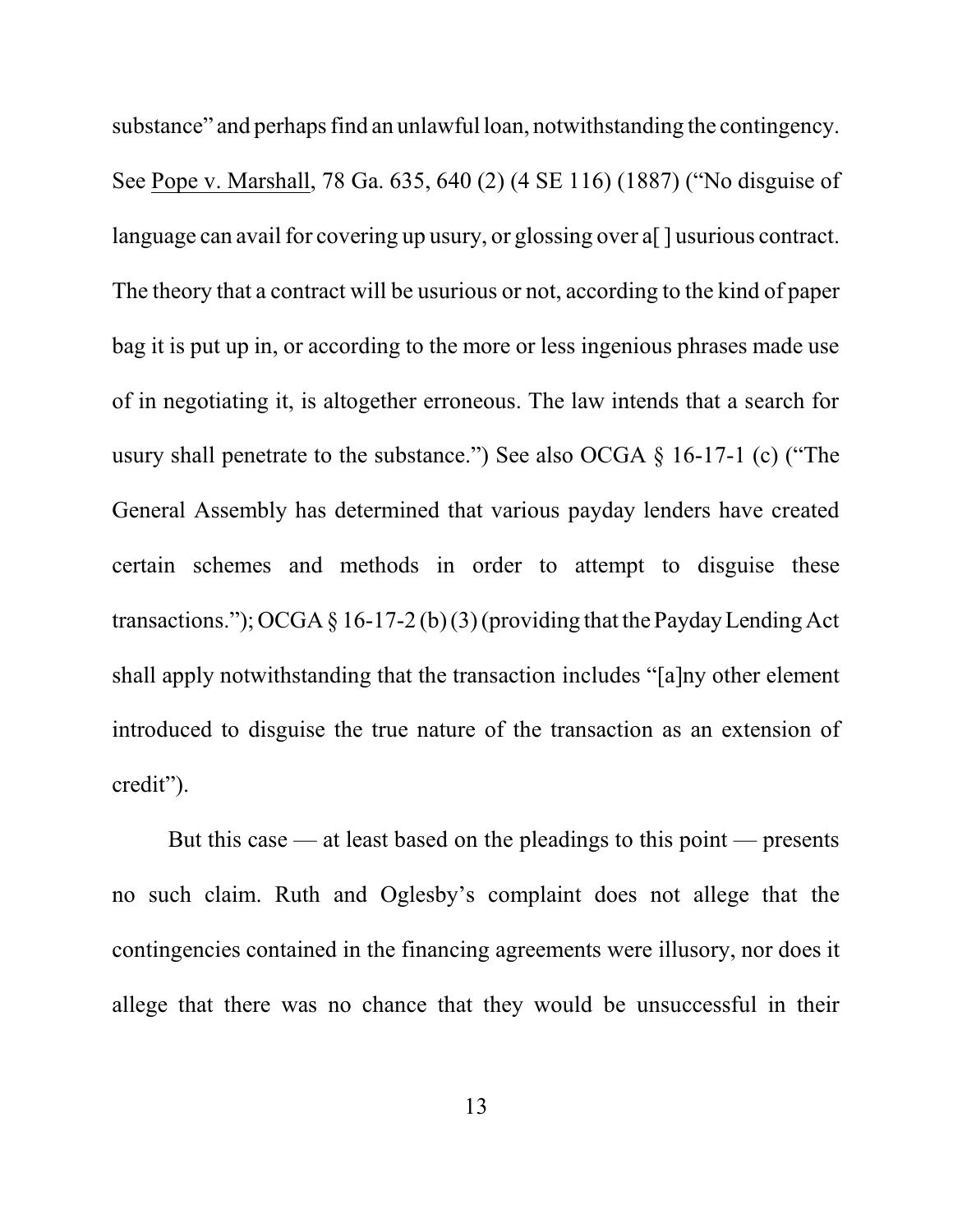substance" and perhaps find an unlawful loan, notwithstanding the contingency. See Pope v. Marshall, 78 Ga. 635, 640 (2) (4 SE 116) (1887) ("No disguise of language can avail for covering up usury, or glossing over a[ ] usurious contract. The theory that a contract will be usurious or not, according to the kind of paper bag it is put up in, or according to the more or less ingenious phrases made use of in negotiating it, is altogether erroneous. The law intends that a search for usury shall penetrate to the substance.") See also OCGA § 16-17-1 (c) ("The General Assembly has determined that various payday lenders have created certain schemes and methods in order to attempt to disguise these transactions."); OCGA § 16-17-2 (b) (3) (providing that the Payday Lending Act shall apply notwithstanding that the transaction includes "[a]ny other element introduced to disguise the true nature of the transaction as an extension of credit").

But this case — at least based on the pleadings to this point — presents no such claim. Ruth and Oglesby's complaint does not allege that the contingencies contained in the financing agreements were illusory, nor does it allege that there was no chance that they would be unsuccessful in their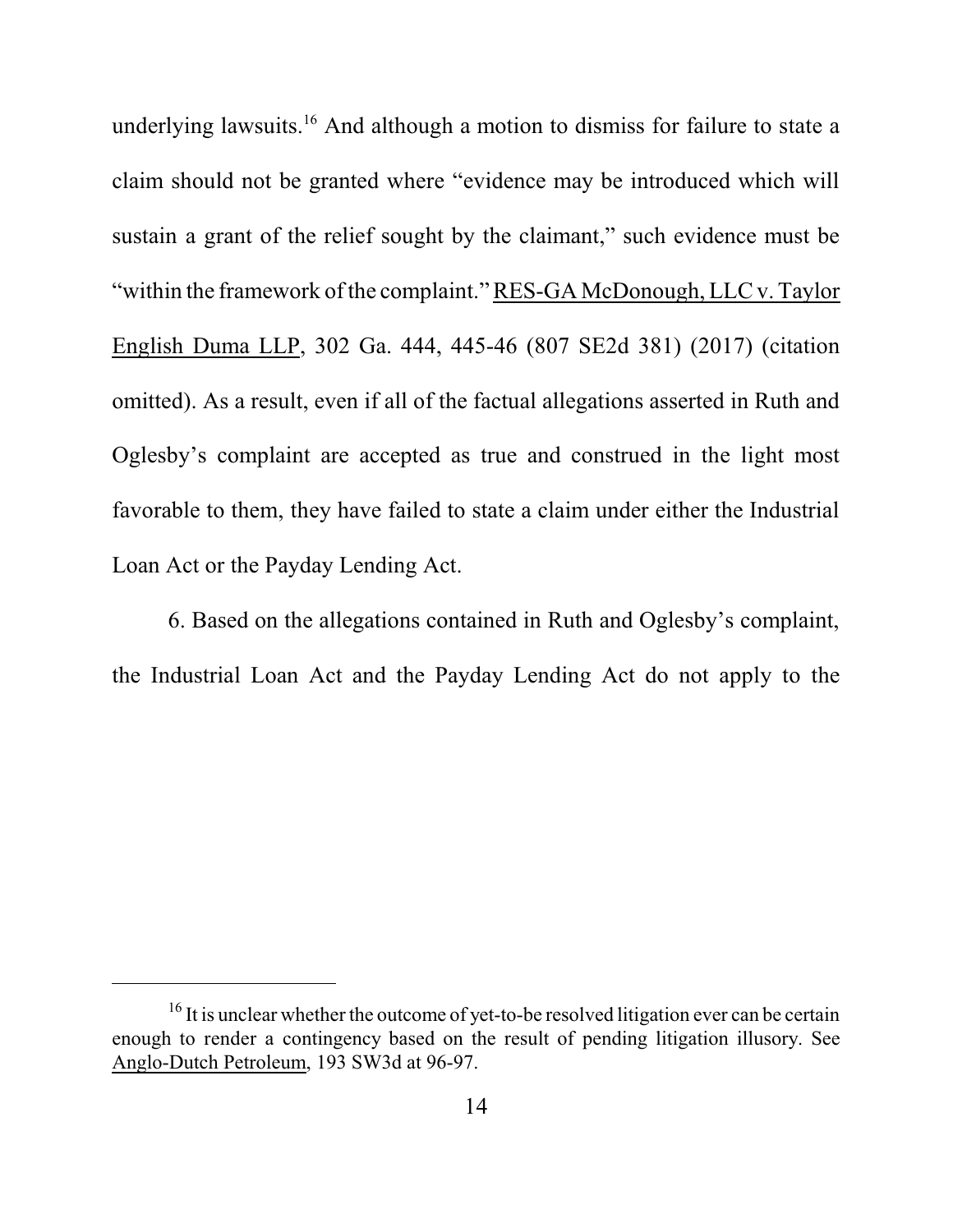underlying lawsuits.[16] And although a motion to dismiss for failure to state a claim should not be granted where "evidence may be introduced which will sustain a grant of the relief sought by the claimant," such evidence must be "within the framework of the complaint." RES-GA McDonough, LLC v. Taylor English Duma LLP, 302 Ga. 444, 445-46 (807 SE2d 381) (2017) (citation omitted). As a result, even if all of the factual allegations asserted in Ruth and Oglesby's complaint are accepted as true and construed in the light most favorable to them, they have failed to state a claim under either the Industrial Loan Act or the Payday Lending Act.

6. Based on the allegations contained in Ruth and Oglesby's complaint, the Industrial Loan Act and the Payday Lending Act do not apply to the

---

[16] It is unclear whether the outcome of yet-to-be resolved litigation ever can be certain enough to render a contingency based on the result of pending litigation illusory. See Anglo-Dutch Petroleum, 193 SW3d at 96-97.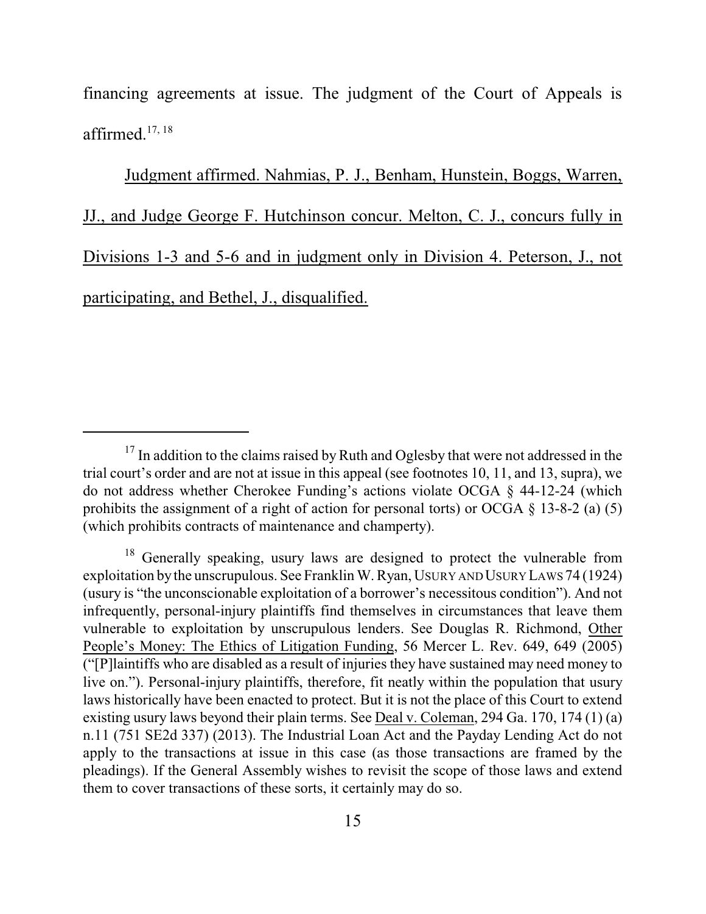financing agreements at issue. The judgment of the Court of Appeals is affirmed.[17, 18]

Judgment affirmed. Nahmias, P. J., Benham, Hunstein, Boggs, Warren, JJ., and Judge George F. Hutchinson concur. Melton, C. J., concurs fully in Divisions 1-3 and 5-6 and in judgment only in Division 4. Peterson, J., not participating, and Bethel, J., disqualified.

---

[17] In addition to the claims raised by Ruth and Oglesby that were not addressed in the trial court's order and are not at issue in this appeal (see footnotes 10, 11, and 13, supra), we do not address whether Cherokee Funding's actions violate OCGA § 44-12-24 (which prohibits the assignment of a right of action for personal torts) or OCGA § 13-8-2 (a) (5) (which prohibits contracts of maintenance and champerty).

[18] Generally speaking, usury laws are designed to protect the vulnerable from exploitation by the unscrupulous. See Franklin W. Ryan, USURY AND USURY LAWS 74 (1924) (usury is "the unconscionable exploitation of a borrower's necessitous condition"). And not infrequently, personal-injury plaintiffs find themselves in circumstances that leave them vulnerable to exploitation by unscrupulous lenders. See Douglas R. Richmond, Other People's Money: The Ethics of Litigation Funding, 56 Mercer L. Rev. 649, 649 (2005) ("[P]laintiffs who are disabled as a result of injuries they have sustained may need money to live on."). Personal-injury plaintiffs, therefore, fit neatly within the population that usury laws historically have been enacted to protect. But it is not the place of this Court to extend existing usury laws beyond their plain terms. See Deal v. Coleman, 294 Ga. 170, 174 (1) (a) n.11 (751 SE2d 337) (2013). The Industrial Loan Act and the Payday Lending Act do not apply to the transactions at issue in this case (as those transactions are framed by the pleadings). If the General Assembly wishes to revisit the scope of those laws and extend them to cover transactions of these sorts, it certainly may do so.